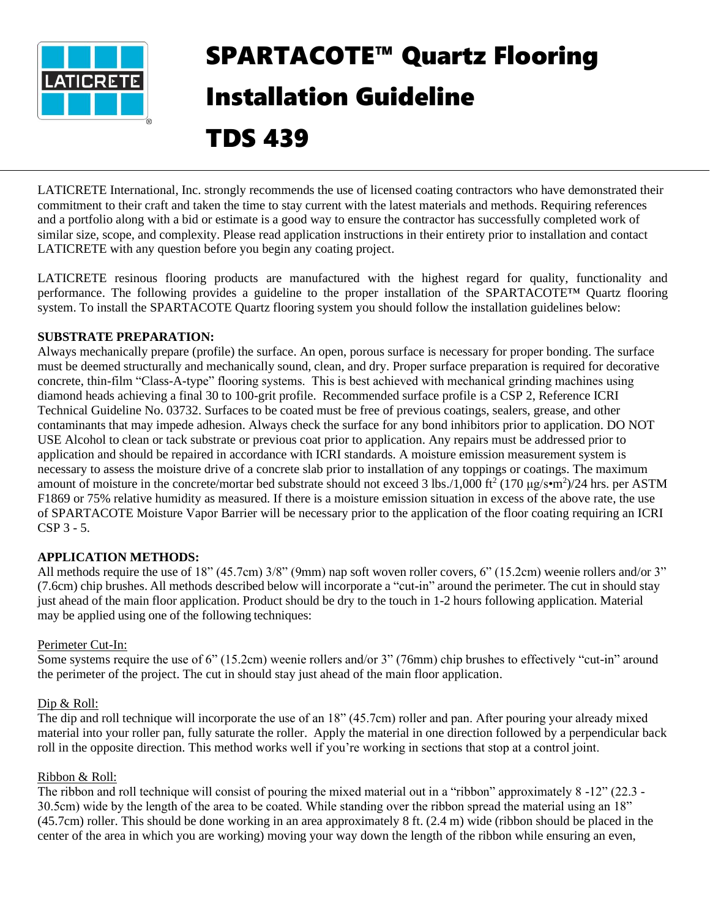# SPARTACOTE™ Quartz Flooring Installation Guideline TDS 439

LATICRETE International, Inc. strongly recommends the use of licensed coating contractors who have demonstrated their commitment to their craft and taken the time to stay current with the latest materials and methods. Requiring references and a portfolio along with a bid or estimate is a good way to ensure the contractor has successfully completed work of similar size, scope, and complexity. Please read application instructions in their entirety prior to installation and contact LATICRETE with any question before you begin any coating project.

LATICRETE resinous flooring products are manufactured with the highest regard for quality, functionality and performance. The following provides a guideline to the proper installation of the SPARTACOTE™ Quartz flooring system. To install the SPARTACOTE Quartz flooring system you should follow the installation guidelines below:

**SUBSTRATE PREPARATION:**

Always mechanically prepare (profile) the surface. An open, porous surface is necessary for proper bonding. The surface must be deemed structurally and mechanically sound, clean, and dry. Proper surface preparation is required for decorative concrete, thin-film "Class-A-type" flooring systems. This is best achieved with mechanical grinding machines using diamond heads achieving a final 30 to 100-grit profile. Recommended surface profile is a CSP 2, Reference ICRI Technical Guideline No. 03732. Surfaces to be coated must be free of previous coatings, sealers, grease, and other contaminants that may impede adhesion. Always check the surface for any bond inhibitors prior to application. DO NOT USE Alcohol to clean or tack substrate or previous coat prior to application. Any repairs must be addressed prior to application and should be repaired in accordance with ICRI standards. A moisture emission measurement system is necessary to assess the moisture drive of a concrete slab prior to installation of any toppings or coatings. The maximum amount of moisture in the concrete/mortar bed substrate should not exceed 3 lbs./1,000 ft$^2$ (170 μg/s•m$^2$)/24 hrs. per ASTM F1869 or 75% relative humidity as measured. If there is a moisture emission situation in excess of the above rate, the use of SPARTACOTE Moisture Vapor Barrier will be necessary prior to the application of the floor coating requiring an ICRI CSP 3 - 5.

**APPLICATION METHODS:**

All methods require the use of 18" (45.7cm) 3/8" (9mm) nap soft woven roller covers, 6" (15.2cm) weenie rollers and/or 3" (7.6cm) chip brushes. All methods described below will incorporate a "cut-in" around the perimeter. The cut in should stay just ahead of the main floor application. Product should be dry to the touch in 1-2 hours following application. Material may be applied using one of the following techniques:

Perimeter Cut-In:

Some systems require the use of 6" (15.2cm) weenie rollers and/or 3" (76mm) chip brushes to effectively "cut-in" around the perimeter of the project. The cut in should stay just ahead of the main floor application.

Dip & Roll:

The dip and roll technique will incorporate the use of an 18" (45.7cm) roller and pan. After pouring your already mixed material into your roller pan, fully saturate the roller. Apply the material in one direction followed by a perpendicular back roll in the opposite direction. This method works well if you're working in sections that stop at a control joint.

Ribbon & Roll:

The ribbon and roll technique will consist of pouring the mixed material out in a "ribbon" approximately 8 -12" (22.3 - 30.5cm) wide by the length of the area to be coated. While standing over the ribbon spread the material using an 18" (45.7cm) roller. This should be done working in an area approximately 8 ft. (2.4 m) wide (ribbon should be placed in the center of the area in which you are working) moving your way down the length of the ribbon while ensuring an even,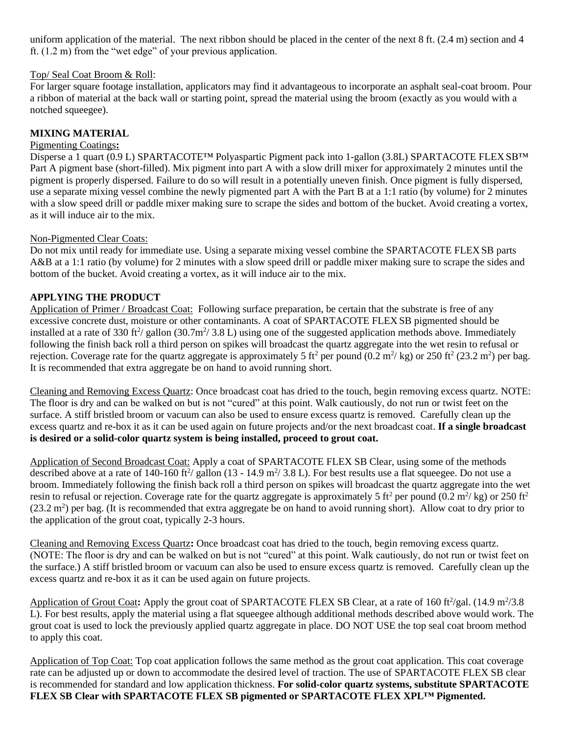uniform application of the material. The next ribbon should be placed in the center of the next 8 ft. (2.4 m) section and 4 ft. (1.2 m) from the "wet edge" of your previous application.

Top/ Seal Coat Broom & Roll:
For larger square footage installation, applicators may find it advantageous to incorporate an asphalt seal-coat broom. Pour a ribbon of material at the back wall or starting point, spread the material using the broom (exactly as you would with a notched squeegee).

**MIXING MATERIAL**

Pigmenting Coatings**:**
Disperse a 1 quart (0.9 L) SPARTACOTE™ Polyaspartic Pigment pack into 1-gallon (3.8L) SPARTACOTE FLEX SB™ Part A pigment base (short-filled). Mix pigment into part A with a slow drill mixer for approximately 2 minutes until the pigment is properly dispersed. Failure to do so will result in a potentially uneven finish. Once pigment is fully dispersed, use a separate mixing vessel combine the newly pigmented part A with the Part B at a 1:1 ratio (by volume) for 2 minutes with a slow speed drill or paddle mixer making sure to scrape the sides and bottom of the bucket. Avoid creating a vortex, as it will induce air to the mix.

Non-Pigmented Clear Coats:
Do not mix until ready for immediate use. Using a separate mixing vessel combine the SPARTACOTE FLEX SB parts A&B at a 1:1 ratio (by volume) for 2 minutes with a slow speed drill or paddle mixer making sure to scrape the sides and bottom of the bucket. Avoid creating a vortex, as it will induce air to the mix.

**APPLYING THE PRODUCT**

Application of Primer / Broadcast Coat: Following surface preparation, be certain that the substrate is free of any excessive concrete dust, moisture or other contaminants. A coat of SPARTACOTE FLEX SB pigmented should be installed at a rate of 330 $ft^2$/ gallon (30.7$m^2$/ 3.8 L) using one of the suggested application methods above. Immediately following the finish back roll a third person on spikes will broadcast the quartz aggregate into the wet resin to refusal or rejection. Coverage rate for the quartz aggregate is approximately 5 $ft^2$ per pound (0.2 $m^2$/ kg) or 250 $ft^2$ (23.2 $m^2$) per bag. It is recommended that extra aggregate be on hand to avoid running short.

Cleaning and Removing Excess Quartz: Once broadcast coat has dried to the touch, begin removing excess quartz. NOTE: The floor is dry and can be walked on but is not "cured" at this point. Walk cautiously, do not run or twist feet on the surface. A stiff bristled broom or vacuum can also be used to ensure excess quartz is removed. Carefully clean up the excess quartz and re-box it as it can be used again on future projects and/or the next broadcast coat. **If a single broadcast is desired or a solid-color quartz system is being installed, proceed to grout coat.**

Application of Second Broadcast Coat: Apply a coat of SPARTACOTE FLEX SB Clear, using some of the methods described above at a rate of 140-160 $ft^2$/ gallon (13 - 14.9 $m^2$/ 3.8 L). For best results use a flat squeegee. Do not use a broom. Immediately following the finish back roll a third person on spikes will broadcast the quartz aggregate into the wet resin to refusal or rejection. Coverage rate for the quartz aggregate is approximately 5 $ft^2$ per pound (0.2 $m^2$/ kg) or 250 $ft^2$ (23.2 $m^2$) per bag. (It is recommended that extra aggregate be on hand to avoid running short). Allow coat to dry prior to the application of the grout coat, typically 2-3 hours.

Cleaning and Removing Excess Quartz**:** Once broadcast coat has dried to the touch, begin removing excess quartz. (NOTE: The floor is dry and can be walked on but is not "cured" at this point. Walk cautiously, do not run or twist feet on the surface.) A stiff bristled broom or vacuum can also be used to ensure excess quartz is removed. Carefully clean up the excess quartz and re-box it as it can be used again on future projects.

Application of Grout Coat**:** Apply the grout coat of SPARTACOTE FLEX SB Clear, at a rate of 160 $ft^2$/gal. (14.9 $m^2$/3.8 L). For best results, apply the material using a flat squeegee although additional methods described above would work. The grout coat is used to lock the previously applied quartz aggregate in place. DO NOT USE the top seal coat broom method to apply this coat.

Application of Top Coat: Top coat application follows the same method as the grout coat application. This coat coverage rate can be adjusted up or down to accommodate the desired level of traction. The use of SPARTACOTE FLEX SB clear is recommended for standard and low application thickness. **For solid-color quartz systems, substitute SPARTACOTE FLEX SB Clear with SPARTACOTE FLEX SB pigmented or SPARTACOTE FLEX XPL™ Pigmented.**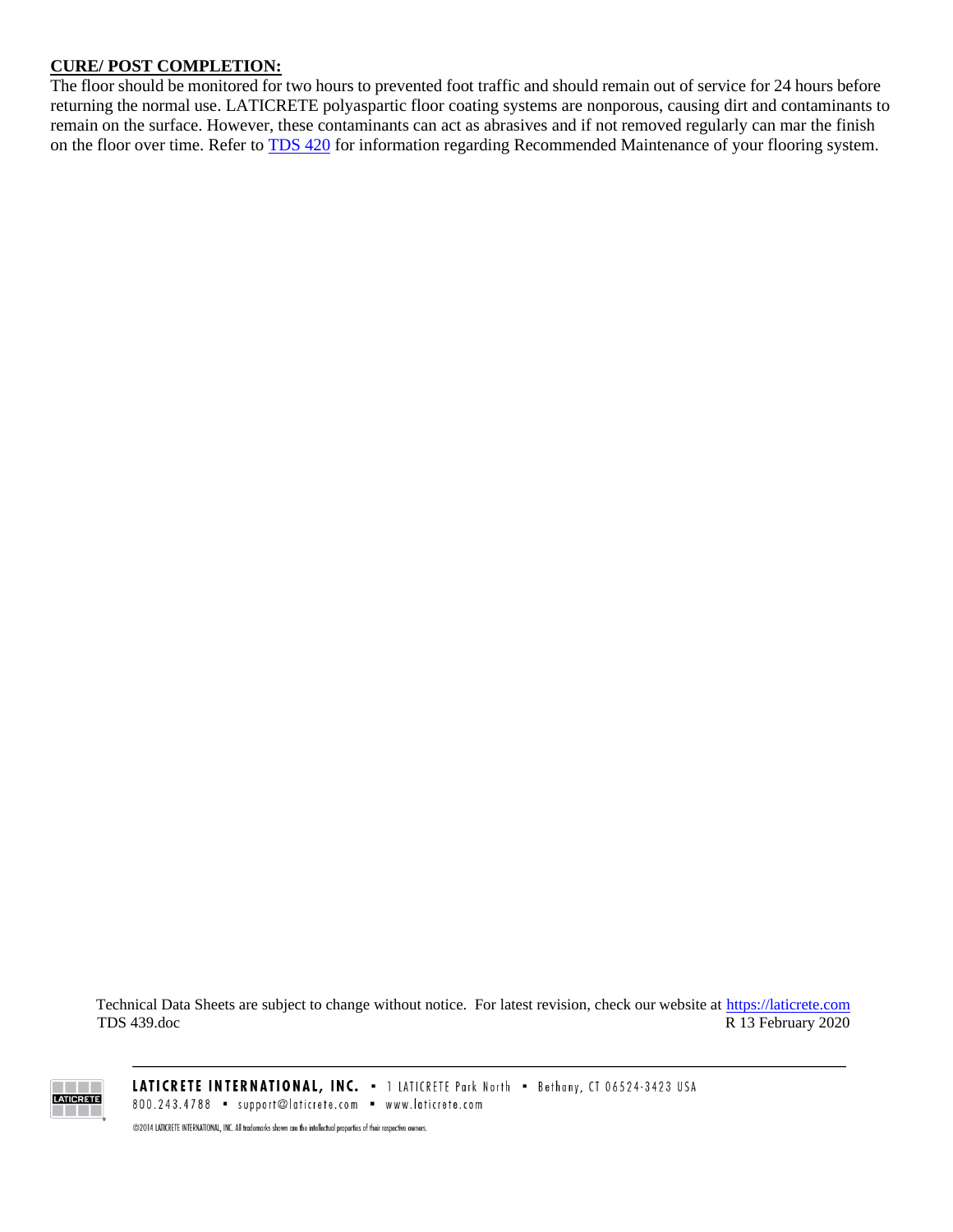**CURE/ POST COMPLETION:**

The floor should be monitored for two hours to prevented foot traffic and should remain out of service for 24 hours before returning the normal use. LATICRETE polyaspartic floor coating systems are nonporous, causing dirt and contaminants to remain on the surface. However, these contaminants can act as abrasives and if not removed regularly can mar the finish on the floor over time. Refer to TDS 420 for information regarding Recommended Maintenance of your flooring system.

Technical Data Sheets are subject to change without notice. For latest revision, check our website at https://laticrete.com

TDS 439.doc

R 13 February 2020

**LATICRETE INTERNATIONAL, INC.** ▪ 1 LATICRETE Park North ▪ Bethany, CT 06524-3423 USA

800.243.4788 ▪ support@laticrete.com ▪ www.laticrete.com

©2014 LATICRETE INTERNATIONAL, INC. All trademarks shown are the intellectual properties of their respective owners.